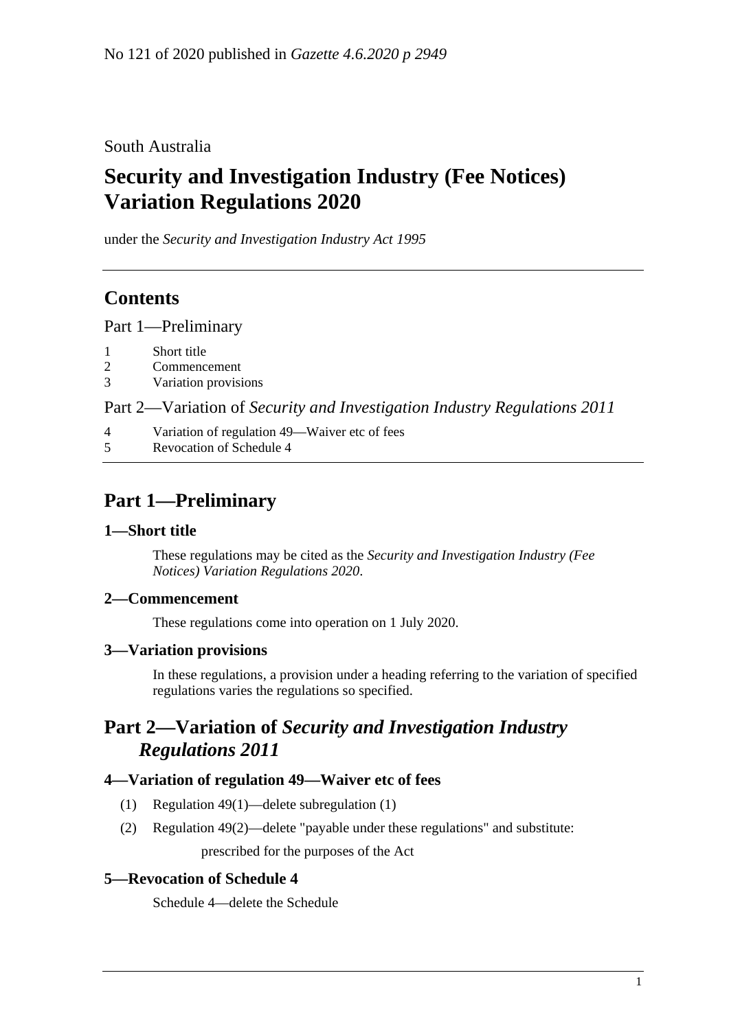No 121 of 2020 published in *Gazette 4.6.2020 p 2949*

South Australia

# Security and Investigation Industry (Fee Notices) Variation Regulations 2020

under the *Security and Investigation Industry Act 1995*

## Contents

Part 1—Preliminary

1 Short title
2 Commencement
3 Variation provisions

Part 2—Variation of *Security and Investigation Industry Regulations 2011*

4 Variation of regulation 49—Waiver etc of fees
5 Revocation of Schedule 4

## Part 1—Preliminary

### 1—Short title

These regulations may be cited as the *Security and Investigation Industry (Fee Notices) Variation Regulations 2020*.

### 2—Commencement

These regulations come into operation on 1 July 2020.

### 3—Variation provisions

In these regulations, a provision under a heading referring to the variation of specified regulations varies the regulations so specified.

## Part 2—Variation of *Security and Investigation Industry Regulations 2011*

### 4—Variation of regulation 49—Waiver etc of fees

(1) Regulation 49(1)—delete subregulation (1)

(2) Regulation 49(2)—delete "payable under these regulations" and substitute:

prescribed for the purposes of the Act

### 5—Revocation of Schedule 4

Schedule 4—delete the Schedule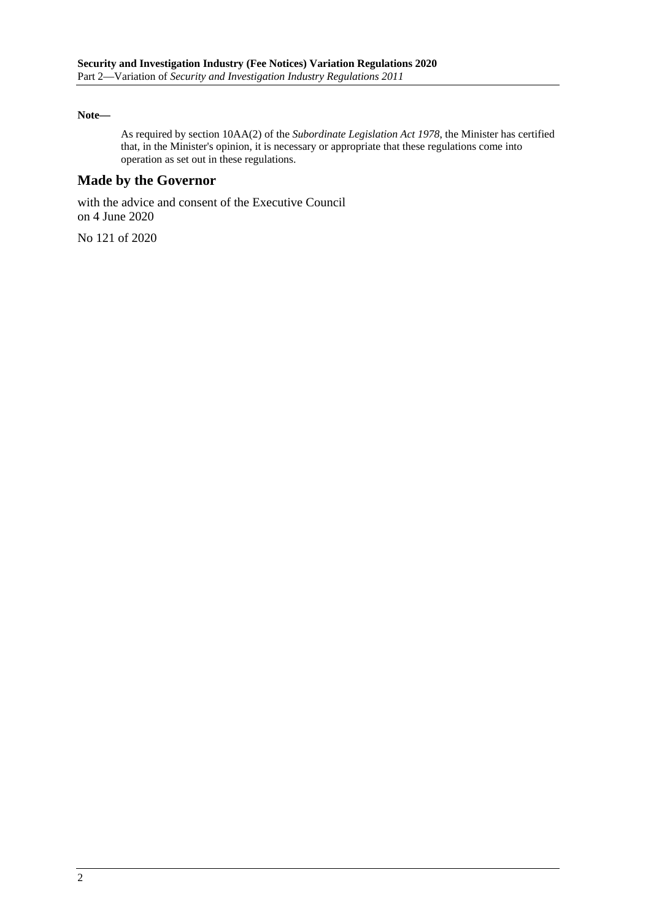**Note—**

> As required by section 10AA(2) of the *Subordinate Legislation Act 1978*, the Minister has certified that, in the Minister's opinion, it is necessary or appropriate that these regulations come into operation as set out in these regulations.

## Made by the Governor

with the advice and consent of the Executive Council
on 4 June 2020

No 121 of 2020